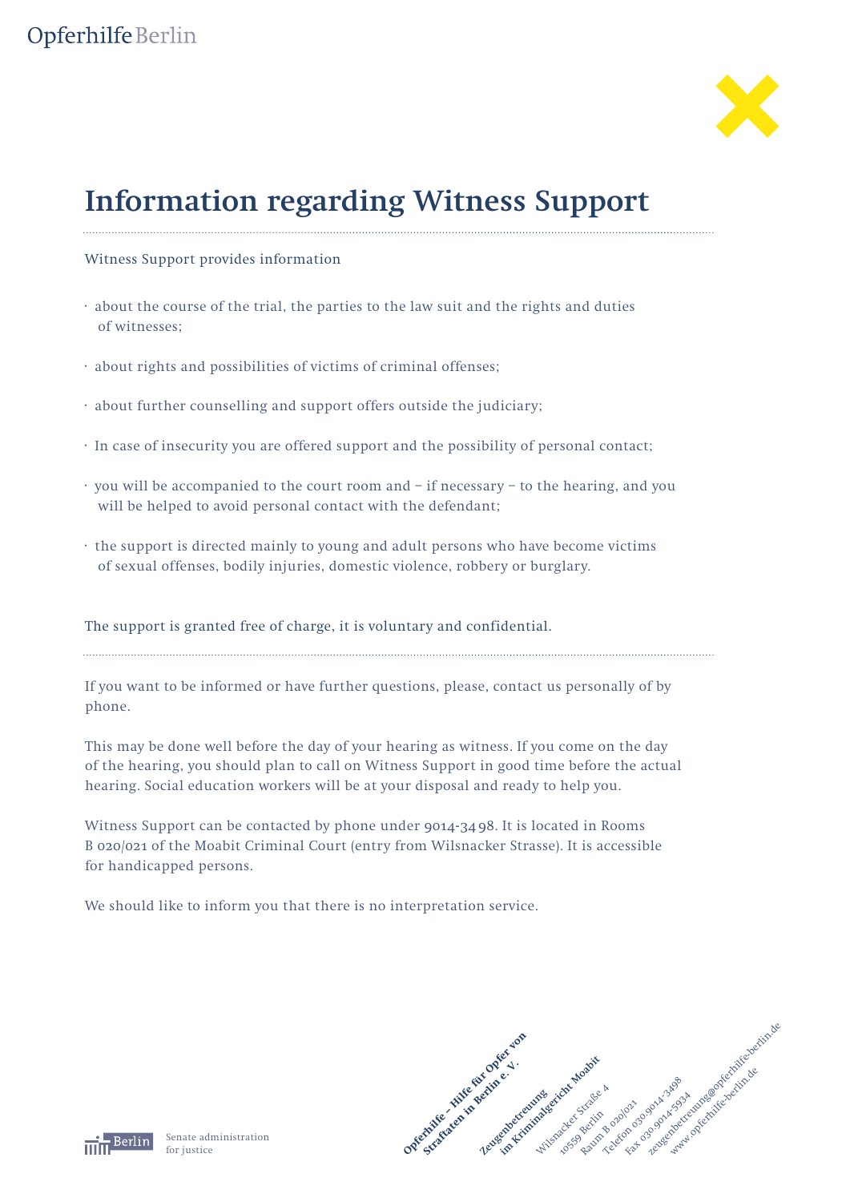Opferhilfe Berlin

# Information regarding Witness Support

Witness Support provides information

- about the course of the trial, the parties to the law suit and the rights and duties of witnesses;
- about rights and possibilities of victims of criminal offenses;
- about further counselling and support offers outside the judiciary;
- In case of insecurity you are offered support and the possibility of personal contact;
- you will be accompanied to the court room and – if necessary – to the hearing, and you will be helped to avoid personal contact with the defendant;
- the support is directed mainly to young and adult persons who have become victims of sexual offenses, bodily injuries, domestic violence, robbery or burglary.

The support is granted free of charge, it is voluntary and confidential.

If you want to be informed or have further questions, please, contact us personally of by phone.

This may be done well before the day of your hearing as witness. If you come on the day of the hearing, you should plan to call on Witness Support in good time before the actual hearing. Social education workers will be at your disposal and ready to help you.

Witness Support can be contacted by phone under 9014-3498. It is located in Rooms B 020/021 of the Moabit Criminal Court (entry from Wilsnacker Strasse). It is accessible for handicapped persons.

We should like to inform you that there is no interpretation service.

Berlin Senate administration for justice

**Opferhilfe – Hilfe für Opfer von Straftaten in Berlin e. V.**
**Zeugenbetreuung im Kriminalgericht Moabit**
Wilsnacker Straße 4
10559 Berlin
Raum B 020/021
Telefon 030.9014-3498
Fax 030.9014-5934
zeugenbetreuung@opferhilfe-berlin.de
www.opferhilfe-berlin.de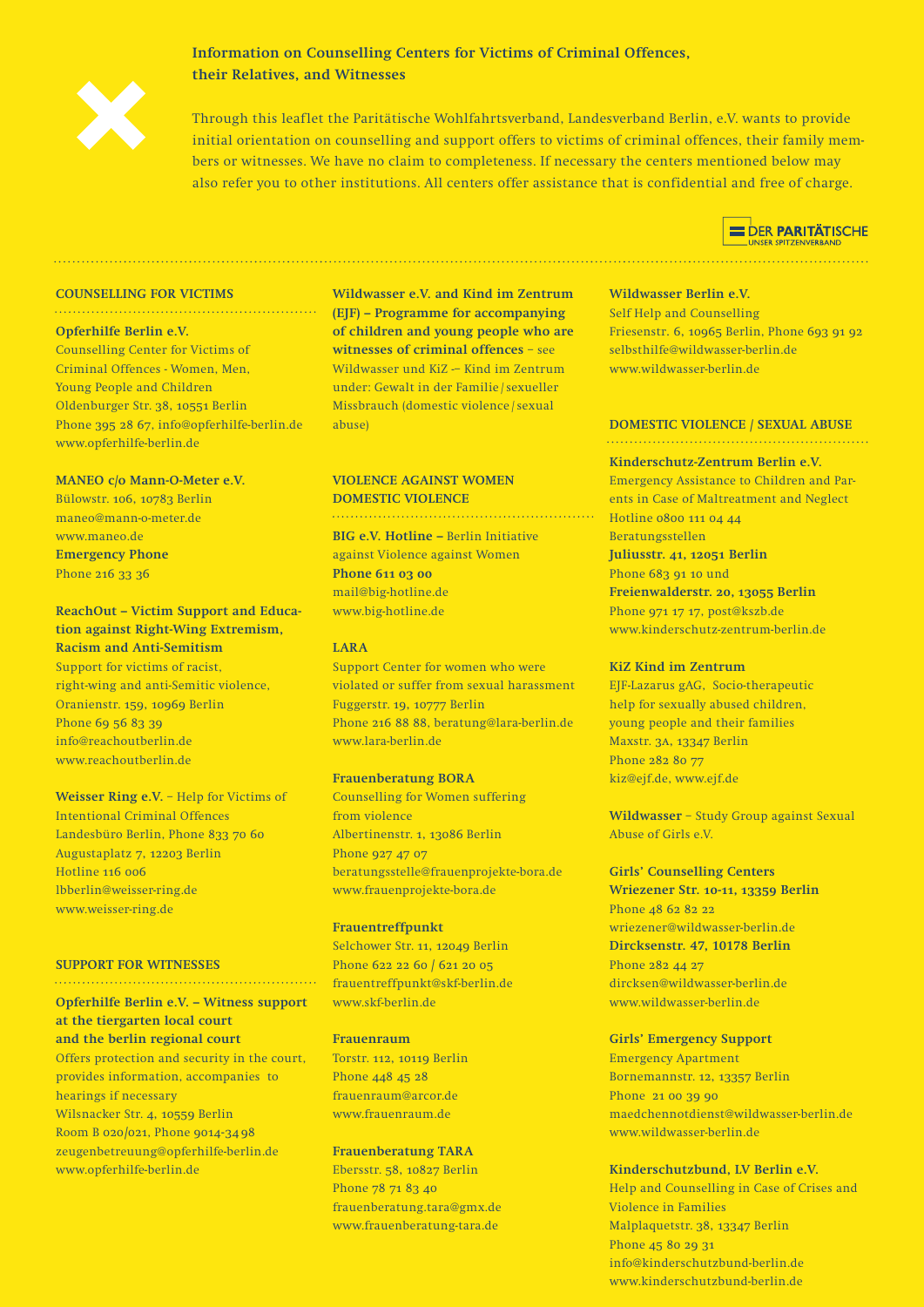## Information on Counselling Centers for Victims of Criminal Offences, their Relatives, and Witnesses

Through this leaflet the Paritätische Wohlfahrtsverband, Landesverband Berlin, e.V. wants to provide initial orientation on counselling and support offers to victims of criminal offences, their family members or witnesses. We have no claim to completeness. If necessary the centers mentioned below may also refer you to other institutions. All centers offer assistance that is confidential and free of charge.

DER PARITÄTISCHE
UNSER SPITZENVERBAND

### COUNSELLING FOR VICTIMS

**Opferhilfe Berlin e.V.**
Counselling Center for Victims of Criminal Offences - Women, Men, Young People and Children
Oldenburger Str. 38, 10551 Berlin
Phone 395 28 67, info@opferhilfe-berlin.de
www.opferhilfe-berlin.de

**MANEO c/o Mann-O-Meter e.V.**
Bülowstr. 106, 10783 Berlin
maneo@mann-o-meter.de
www.maneo.de
**Emergency Phone**
Phone 216 33 36

**ReachOut – Victim Support and Education against Right-Wing Extremism, Racism and Anti-Semitism**
Support for victims of racist, right-wing and anti-Semitic violence,
Oranienstr. 159, 10969 Berlin
Phone 69 56 83 39
info@reachoutberlin.de
www.reachoutberlin.de

**Weisser Ring e.V.** – Help for Victims of Intentional Criminal Offences
Landesbüro Berlin, Phone 833 70 60
Augustaplatz 7, 12203 Berlin
Hotline 116 006
lbberlin@weisser-ring.de
www.weisser-ring.de

### SUPPORT FOR WITNESSES

**Opferhilfe Berlin e.V. – Witness support at the tiergarten local court and the berlin regional court**
Offers protection and security in the court, provides information, accompanies to hearings if necessary
Wilsnacker Str. 4, 10559 Berlin
Room B 020/021, Phone 9014-3498
zeugenbetreuung@opferhilfe-berlin.de
www.opferhilfe-berlin.de

**Wildwasser e.V. and Kind im Zentrum (EJF) – Programme for accompanying of children and young people who are witnesses of criminal offences** – see Wildwasser und KiZ – Kind im Zentrum under: Gewalt in der Familie / sexueller Missbrauch (domestic violence / sexual abuse)

### VIOLENCE AGAINST WOMEN DOMESTIC VIOLENCE

**BIG e.V. Hotline –** Berlin Initiative against Violence against Women
**Phone 611 03 00**
mail@big-hotline.de
www.big-hotline.de

**LARA**
Support Center for women who were violated or suffer from sexual harassment
Fuggerstr. 19, 10777 Berlin
Phone 216 88 88, beratung@lara-berlin.de
www.lara-berlin.de

**Frauenberatung BORA**
Counselling for Women suffering from violence
Albertinenstr. 1, 13086 Berlin
Phone 927 47 07
beratungsstelle@frauenprojekte-bora.de
www.frauenprojekte-bora.de

**Frauentreffpunkt**
Selchower Str. 11, 12049 Berlin
Phone 622 22 60 / 621 20 05
frauentreffpunkt@skf-berlin.de
www.skf-berlin.de

**Frauenraum**
Torstr. 112, 10119 Berlin
Phone 448 45 28
frauenraum@arcor.de
www.frauenraum.de

**Frauenberatung TARA**
Ebersstr. 58, 10827 Berlin
Phone 78 71 83 40
frauenberatung.tara@gmx.de
www.frauenberatung-tara.de

**Wildwasser Berlin e.V.**
Self Help and Counselling
Friesenstr. 6, 10965 Berlin, Phone 693 91 92
selbsthilfe@wildwasser-berlin.de
www.wildwasser-berlin.de

### DOMESTIC VIOLENCE / SEXUAL ABUSE

**Kinderschutz-Zentrum Berlin e.V.**
Emergency Assistance to Children and Parents in Case of Maltreatment and Neglect
Hotline 0800 111 04 44
Beratungsstellen
**Juliusstr. 41, 12051 Berlin**
Phone 683 91 10 und
**Freienwalderstr. 20, 13055 Berlin**
Phone 971 17 17, post@kszb.de
www.kinderschutz-zentrum-berlin.de

**KiZ Kind im Zentrum**
EJF-Lazarus gAG, Socio-therapeutic help for sexually abused children, young people and their families
Maxstr. 3A, 13347 Berlin
Phone 282 80 77
kiz@ejf.de, www.ejf.de

**Wildwasser** – Study Group against Sexual Abuse of Girls e.V.

**Girls' Counselling Centers**
**Wriezener Str. 10-11, 13359 Berlin**
Phone 48 62 82 22
wriezener@wildwasser-berlin.de
**Dircksenstr. 47, 10178 Berlin**
Phone 282 44 27
dircksen@wildwasser-berlin.de
www.wildwasser-berlin.de

**Girls' Emergency Support**
Emergency Apartment
Bornemannstr. 12, 13357 Berlin
Phone 21 00 39 90
maedchennotdienst@wildwasser-berlin.de
www.wildwasser-berlin.de

**Kinderschutzbund, LV Berlin e.V.**
Help and Counselling in Case of Crises and Violence in Families
Malplaquetstr. 38, 13347 Berlin
Phone 45 80 29 31
info@kinderschutzbund-berlin.de
www.kinderschutzbund-berlin.de